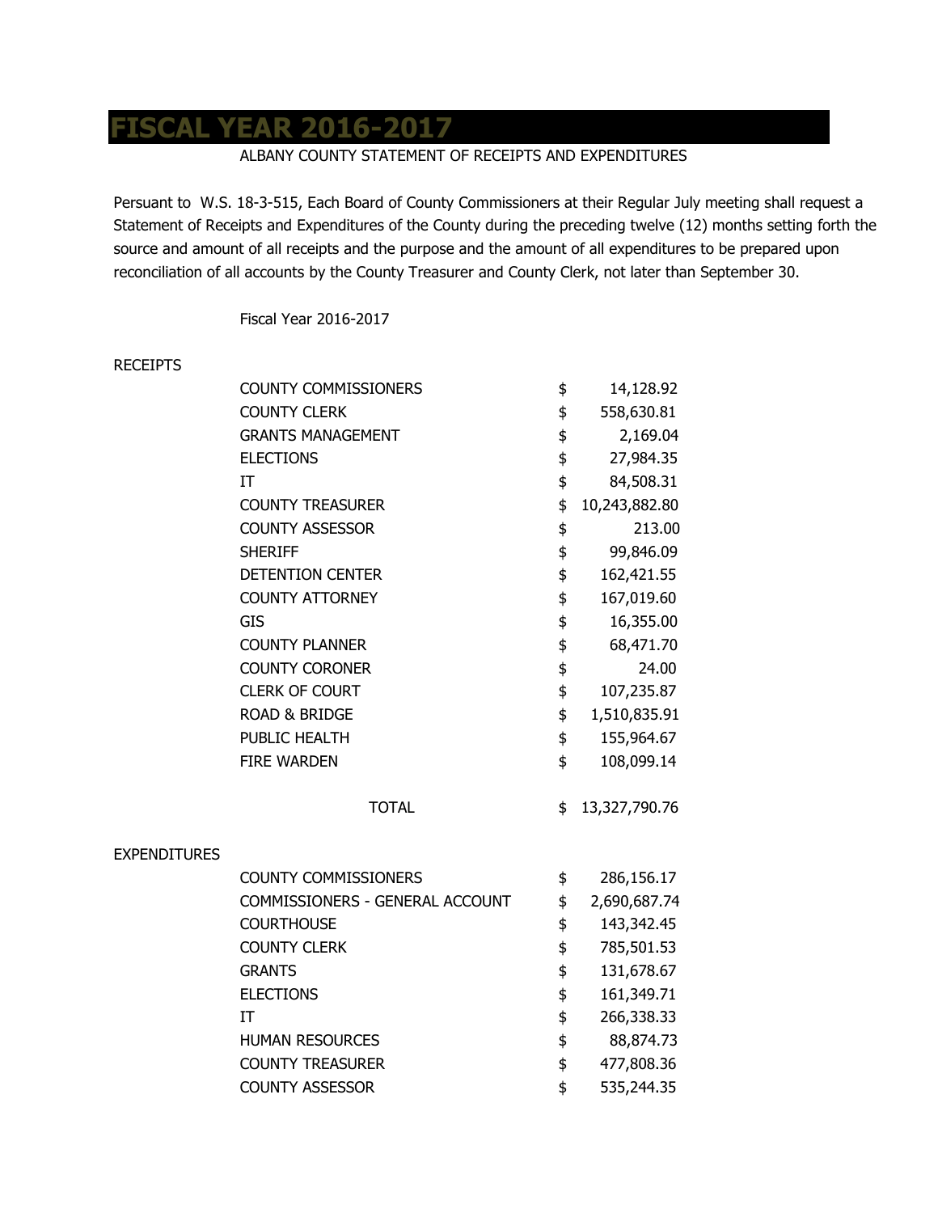# FISCAL YEAR 2016-2017

ALBANY COUNTY STATEMENT OF RECEIPTS AND EXPENDITURES

Persuant to W.S. 18-3-515, Each Board of County Commissioners at their Regular July meeting shall request a Statement of Receipts and Expenditures of the County during the preceding twelve (12) months setting forth the source and amount of all receipts and the purpose and the amount of all expenditures to be prepared upon reconciliation of all accounts by the County Treasurer and County Clerk, not later than September 30.

Fiscal Year 2016-2017

RECEIPTS

| | | |
|---|---|---|
| COUNTY COMMISSIONERS | $ | 14,128.92 |
| COUNTY CLERK | $ | 558,630.81 |
| GRANTS MANAGEMENT | $ | 2,169.04 |
| ELECTIONS | $ | 27,984.35 |
| IT | $ | 84,508.31 |
| COUNTY TREASURER | $ | 10,243,882.80 |
| COUNTY ASSESSOR | $ | 213.00 |
| SHERIFF | $ | 99,846.09 |
| DETENTION CENTER | $ | 162,421.55 |
| COUNTY ATTORNEY | $ | 167,019.60 |
| GIS | $ | 16,355.00 |
| COUNTY PLANNER | $ | 68,471.70 |
| COUNTY CORONER | $ | 24.00 |
| CLERK OF COURT | $ | 107,235.87 |
| ROAD & BRIDGE | $ | 1,510,835.91 |
| PUBLIC HEALTH | $ | 155,964.67 |
| FIRE WARDEN | $ | 108,099.14 |
| TOTAL | $ | 13,327,790.76 |

EXPENDITURES

| | | |
|---|---|---|
| COUNTY COMMISSIONERS | $ | 286,156.17 |
| COMMISSIONERS - GENERAL ACCOUNT | $ | 2,690,687.74 |
| COURTHOUSE | $ | 143,342.45 |
| COUNTY CLERK | $ | 785,501.53 |
| GRANTS | $ | 131,678.67 |
| ELECTIONS | $ | 161,349.71 |
| IT | $ | 266,338.33 |
| HUMAN RESOURCES | $ | 88,874.73 |
| COUNTY TREASURER | $ | 477,808.36 |
| COUNTY ASSESSOR | $ | 535,244.35 |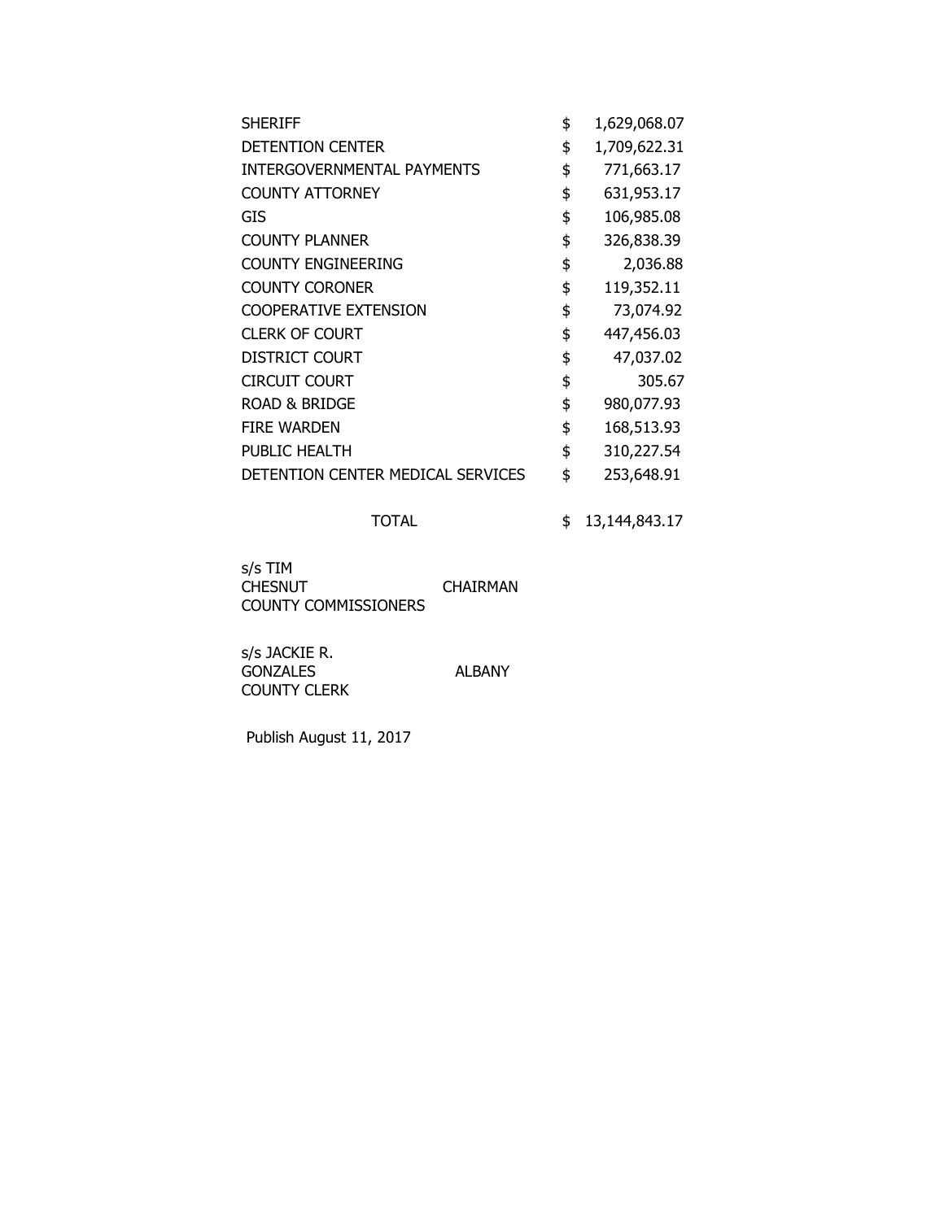| | |
|---|---|
| SHERIFF | $ 1,629,068.07 |
| DETENTION CENTER | $ 1,709,622.31 |
| INTERGOVERNMENTAL PAYMENTS | $ 771,663.17 |
| COUNTY ATTORNEY | $ 631,953.17 |
| GIS | $ 106,985.08 |
| COUNTY PLANNER | $ 326,838.39 |
| COUNTY ENGINEERING | $ 2,036.88 |
| COUNTY CORONER | $ 119,352.11 |
| COOPERATIVE EXTENSION | $ 73,074.92 |
| CLERK OF COURT | $ 447,456.03 |
| DISTRICT COURT | $ 47,037.02 |
| CIRCUIT COURT | $ 305.67 |
| ROAD & BRIDGE | $ 980,077.93 |
| FIRE WARDEN | $ 168,513.93 |
| PUBLIC HEALTH | $ 310,227.54 |
| DETENTION CENTER MEDICAL SERVICES | $ 253,648.91 |
| TOTAL | $ 13,144,843.17 |

s/s TIM CHESNUT CHAIRMAN
COUNTY COMMISSIONERS

s/s JACKIE R. GONZALES ALBANY
COUNTY CLERK

Publish August 11, 2017